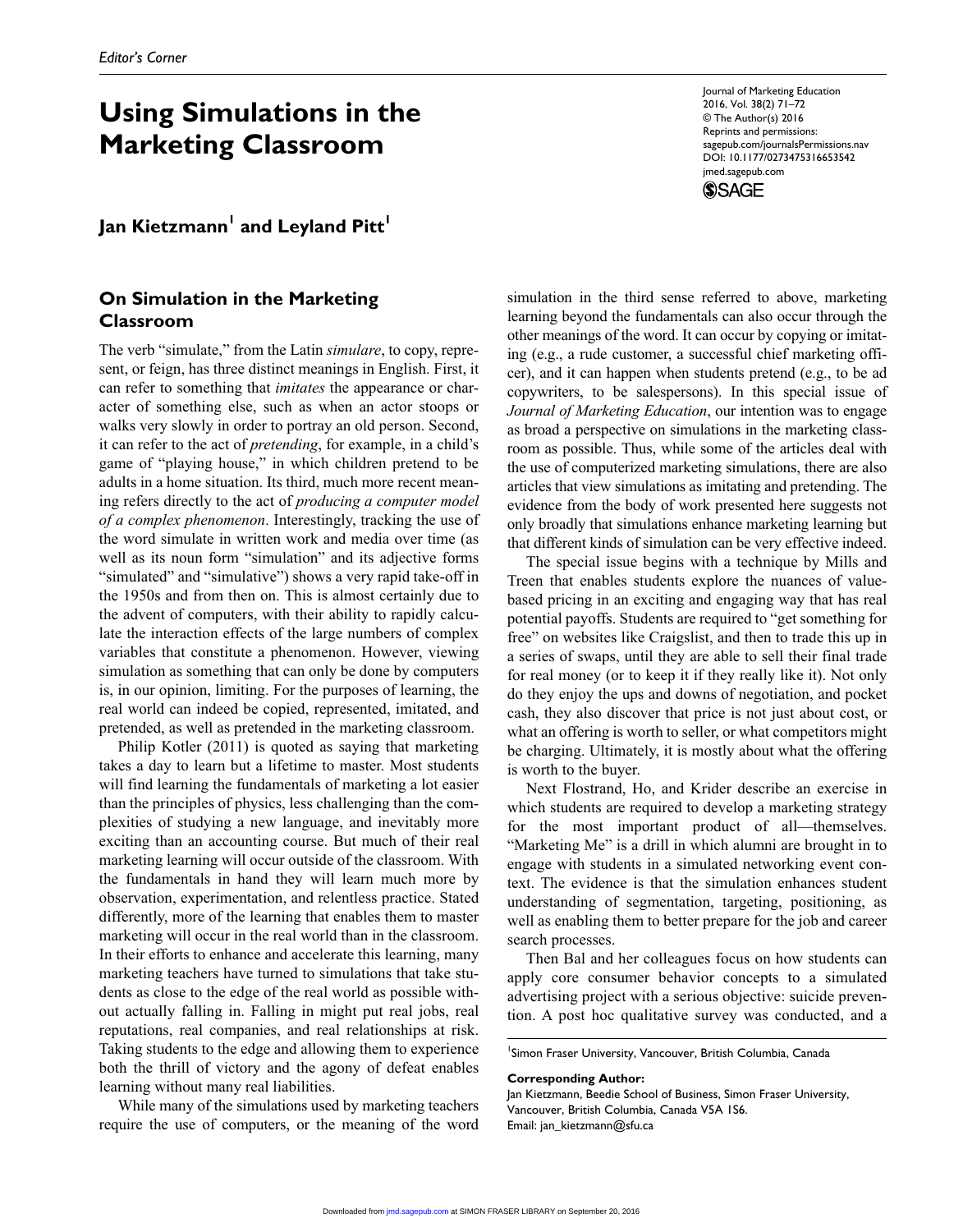Editor's Corner

# Using Simulations in the Marketing Classroom

**Jan Kietzmann[1] and Leyland Pitt[1]**

## On Simulation in the Marketing Classroom

The verb "simulate," from the Latin *simulare*, to copy, represent, or feign, has three distinct meanings in English. First, it can refer to something that *imitates* the appearance or character of something else, such as when an actor stoops or walks very slowly in order to portray an old person. Second, it can refer to the act of *pretending*, for example, in a child's game of "playing house," in which children pretend to be adults in a home situation. Its third, much more recent meaning refers directly to the act of *producing a computer model of a complex phenomenon*. Interestingly, tracking the use of the word simulate in written work and media over time (as well as its noun form "simulation" and its adjective forms "simulated" and "simulative") shows a very rapid take-off in the 1950s and from then on. This is almost certainly due to the advent of computers, with their ability to rapidly calculate the interaction effects of the large numbers of complex variables that constitute a phenomenon. However, viewing simulation as something that can only be done by computers is, in our opinion, limiting. For the purposes of learning, the real world can indeed be copied, represented, imitated, and pretended, as well as pretended in the marketing classroom.

Philip Kotler (2011) is quoted as saying that marketing takes a day to learn but a lifetime to master. Most students will find learning the fundamentals of marketing a lot easier than the principles of physics, less challenging than the complexities of studying a new language, and inevitably more exciting than an accounting course. But much of their real marketing learning will occur outside of the classroom. With the fundamentals in hand they will learn much more by observation, experimentation, and relentless practice. Stated differently, more of the learning that enables them to master marketing will occur in the real world than in the classroom. In their efforts to enhance and accelerate this learning, many marketing teachers have turned to simulations that take students as close to the edge of the real world as possible without actually falling in. Falling in might put real jobs, real reputations, real companies, and real relationships at risk. Taking students to the edge and allowing them to experience both the thrill of victory and the agony of defeat enables learning without many real liabilities.

While many of the simulations used by marketing teachers require the use of computers, or the meaning of the word simulation in the third sense referred to above, marketing learning beyond the fundamentals can also occur through the other meanings of the word. It can occur by copying or imitating (e.g., a rude customer, a successful chief marketing officer), and it can happen when students pretend (e.g., to be ad copywriters, to be salespersons). In this special issue of *Journal of Marketing Education*, our intention was to engage as broad a perspective on simulations in the marketing classroom as possible. Thus, while some of the articles deal with the use of computerized marketing simulations, there are also articles that view simulations as imitating and pretending. The evidence from the body of work presented here suggests not only broadly that simulations enhance marketing learning but that different kinds of simulation can be very effective indeed.

The special issue begins with a technique by Mills and Treen that enables students explore the nuances of value-based pricing in an exciting and engaging way that has real potential payoffs. Students are required to "get something for free" on websites like Craigslist, and then to trade this up in a series of swaps, until they are able to sell their final trade for real money (or to keep it if they really like it). Not only do they enjoy the ups and downs of negotiation, and pocket cash, they also discover that price is not just about cost, or what an offering is worth to seller, or what competitors might be charging. Ultimately, it is mostly about what the offering is worth to the buyer.

Next Flostrand, Ho, and Krider describe an exercise in which students are required to develop a marketing strategy for the most important product of all—themselves. "Marketing Me" is a drill in which alumni are brought in to engage with students in a simulated networking event context. The evidence is that the simulation enhances student understanding of segmentation, targeting, positioning, as well as enabling them to better prepare for the job and career search processes.

Then Bal and her colleagues focus on how students can apply core consumer behavior concepts to a simulated advertising project with a serious objective: suicide prevention. A post hoc qualitative survey was conducted, and a

[1]Simon Fraser University, Vancouver, British Columbia, Canada

**Corresponding Author:**
Jan Kietzmann, Beedie School of Business, Simon Fraser University, Vancouver, British Columbia, Canada V5A 1S6.
Email: jan_kietzmann@sfu.ca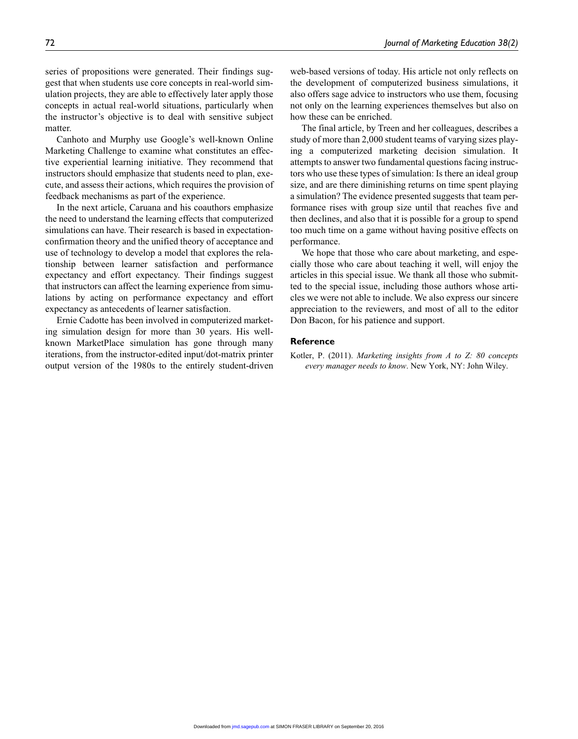series of propositions were generated. Their findings suggest that when students use core concepts in real-world simulation projects, they are able to effectively later apply those concepts in actual real-world situations, particularly when the instructor's objective is to deal with sensitive subject matter.

Canhoto and Murphy use Google's well-known Online Marketing Challenge to examine what constitutes an effective experiential learning initiative. They recommend that instructors should emphasize that students need to plan, execute, and assess their actions, which requires the provision of feedback mechanisms as part of the experience.

In the next article, Caruana and his coauthors emphasize the need to understand the learning effects that computerized simulations can have. Their research is based in expectation-confirmation theory and the unified theory of acceptance and use of technology to develop a model that explores the relationship between learner satisfaction and performance expectancy and effort expectancy. Their findings suggest that instructors can affect the learning experience from simulations by acting on performance expectancy and effort expectancy as antecedents of learner satisfaction.

Ernie Cadotte has been involved in computerized marketing simulation design for more than 30 years. His well-known MarketPlace simulation has gone through many iterations, from the instructor-edited input/dot-matrix printer output version of the 1980s to the entirely student-driven web-based versions of today. His article not only reflects on the development of computerized business simulations, it also offers sage advice to instructors who use them, focusing not only on the learning experiences themselves but also on how these can be enriched.

The final article, by Treen and her colleagues, describes a study of more than 2,000 student teams of varying sizes playing a computerized marketing decision simulation. It attempts to answer two fundamental questions facing instructors who use these types of simulation: Is there an ideal group size, and are there diminishing returns on time spent playing a simulation? The evidence presented suggests that team performance rises with group size until that reaches five and then declines, and also that it is possible for a group to spend too much time on a game without having positive effects on performance.

We hope that those who care about marketing, and especially those who care about teaching it well, will enjoy the articles in this special issue. We thank all those who submitted to the special issue, including those authors whose articles we were not able to include. We also express our sincere appreciation to the reviewers, and most of all to the editor Don Bacon, for his patience and support.

## Reference

Kotler, P. (2011). *Marketing insights from A to Z: 80 concepts every manager needs to know*. New York, NY: John Wiley.